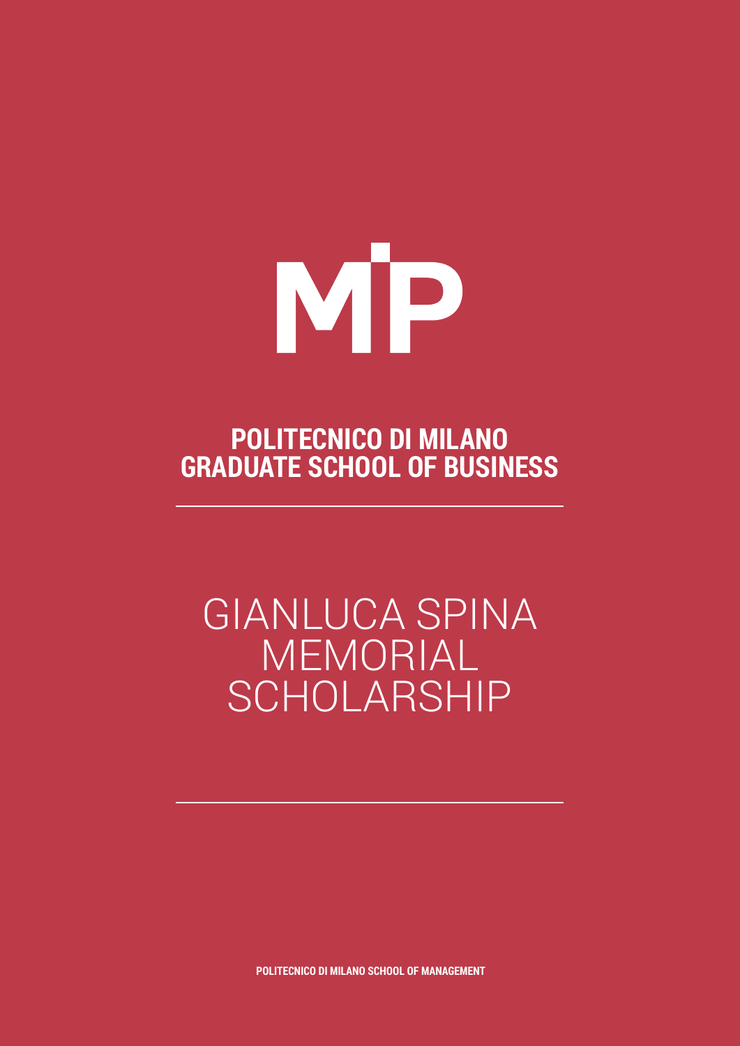MIP

**POLITECNICO DI MILANO**
**GRADUATE SCHOOL OF BUSINESS**

---

# GIANLUCA SPINA MEMORIAL SCHOLARSHIP

---

**POLITECNICO DI MILANO SCHOOL OF MANAGEMENT**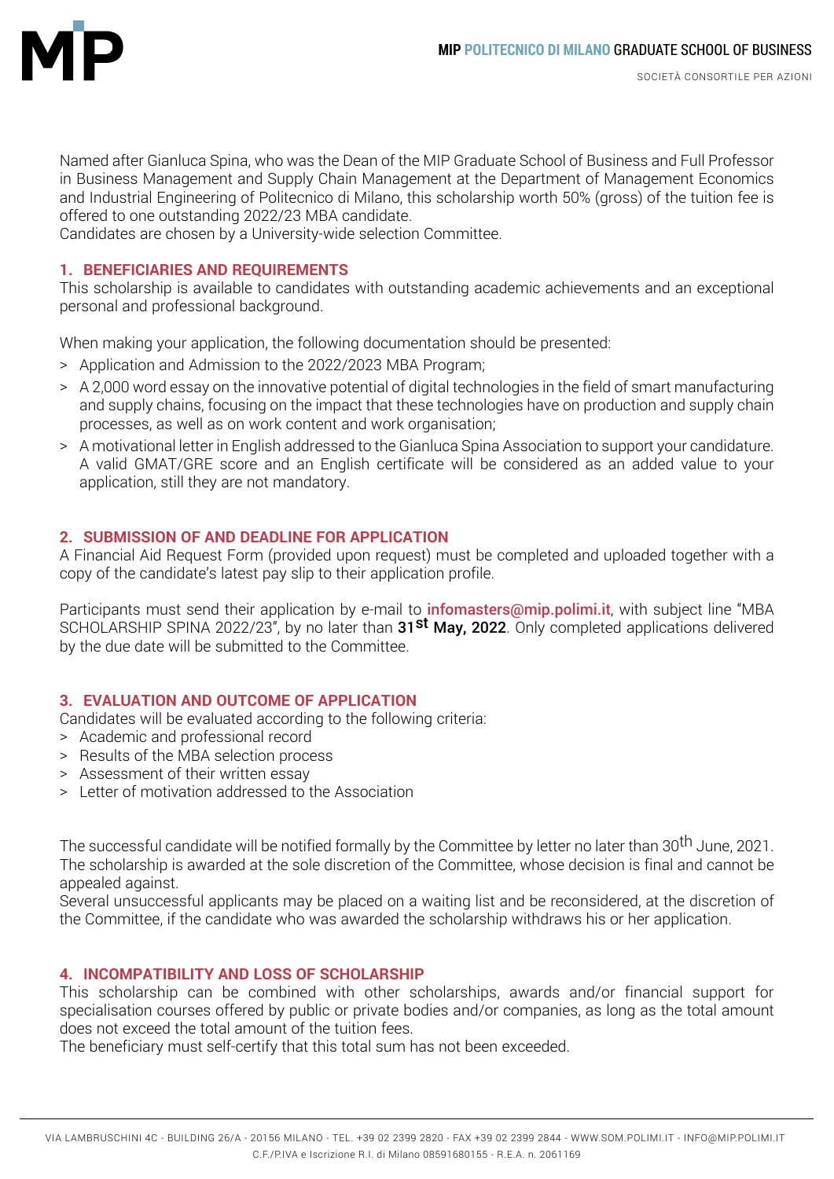Named after Gianluca Spina, who was the Dean of the MIP Graduate School of Business and Full Professor in Business Management and Supply Chain Management at the Department of Management Economics and Industrial Engineering of Politecnico di Milano, this scholarship worth 50% (gross) of the tuition fee is offered to one outstanding 2022/23 MBA candidate.
Candidates are chosen by a University-wide selection Committee.

## 1. BENEFICIARIES AND REQUIREMENTS

This scholarship is available to candidates with outstanding academic achievements and an exceptional personal and professional background.

When making your application, the following documentation should be presented:

> Application and Admission to the 2022/2023 MBA Program;
> A 2,000 word essay on the innovative potential of digital technologies in the field of smart manufacturing and supply chains, focusing on the impact that these technologies have on production and supply chain processes, as well as on work content and work organisation;
> A motivational letter in English addressed to the Gianluca Spina Association to support your candidature. A valid GMAT/GRE score and an English certificate will be considered as an added value to your application, still they are not mandatory.

## 2. SUBMISSION OF AND DEADLINE FOR APPLICATION

A Financial Aid Request Form (provided upon request) must be completed and uploaded together with a copy of the candidate's latest pay slip to their application profile.

Participants must send their application by e-mail to infomasters@mip.polimi.it, with subject line "MBA SCHOLARSHIP SPINA 2022/23", by no later than **31st May, 2022**. Only completed applications delivered by the due date will be submitted to the Committee.

## 3. EVALUATION AND OUTCOME OF APPLICATION

Candidates will be evaluated according to the following criteria:

> Academic and professional record
> Results of the MBA selection process
> Assessment of their written essay
> Letter of motivation addressed to the Association

The successful candidate will be notified formally by the Committee by letter no later than 30th June, 2021.
The scholarship is awarded at the sole discretion of the Committee, whose decision is final and cannot be appealed against.
Several unsuccessful applicants may be placed on a waiting list and be reconsidered, at the discretion of the Committee, if the candidate who was awarded the scholarship withdraws his or her application.

## 4. INCOMPATIBILITY AND LOSS OF SCHOLARSHIP

This scholarship can be combined with other scholarships, awards and/or financial support for specialisation courses offered by public or private bodies and/or companies, as long as the total amount does not exceed the total amount of the tuition fees.
The beneficiary must self-certify that this total sum has not been exceeded.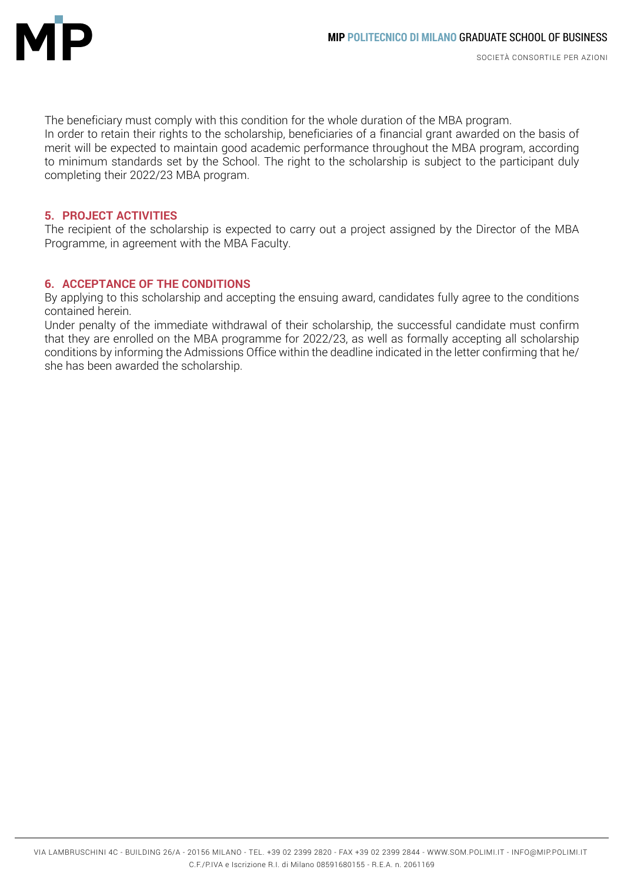The beneficiary must comply with this condition for the whole duration of the MBA program.
In order to retain their rights to the scholarship, beneficiaries of a financial grant awarded on the basis of merit will be expected to maintain good academic performance throughout the MBA program, according to minimum standards set by the School. The right to the scholarship is subject to the participant duly completing their 2022/23 MBA program.

## 5. PROJECT ACTIVITIES

The recipient of the scholarship is expected to carry out a project assigned by the Director of the MBA Programme, in agreement with the MBA Faculty.

## 6. ACCEPTANCE OF THE CONDITIONS

By applying to this scholarship and accepting the ensuing award, candidates fully agree to the conditions contained herein.
Under penalty of the immediate withdrawal of their scholarship, the successful candidate must confirm that they are enrolled on the MBA programme for 2022/23, as well as formally accepting all scholarship conditions by informing the Admissions Office within the deadline indicated in the letter confirming that he/she has been awarded the scholarship.